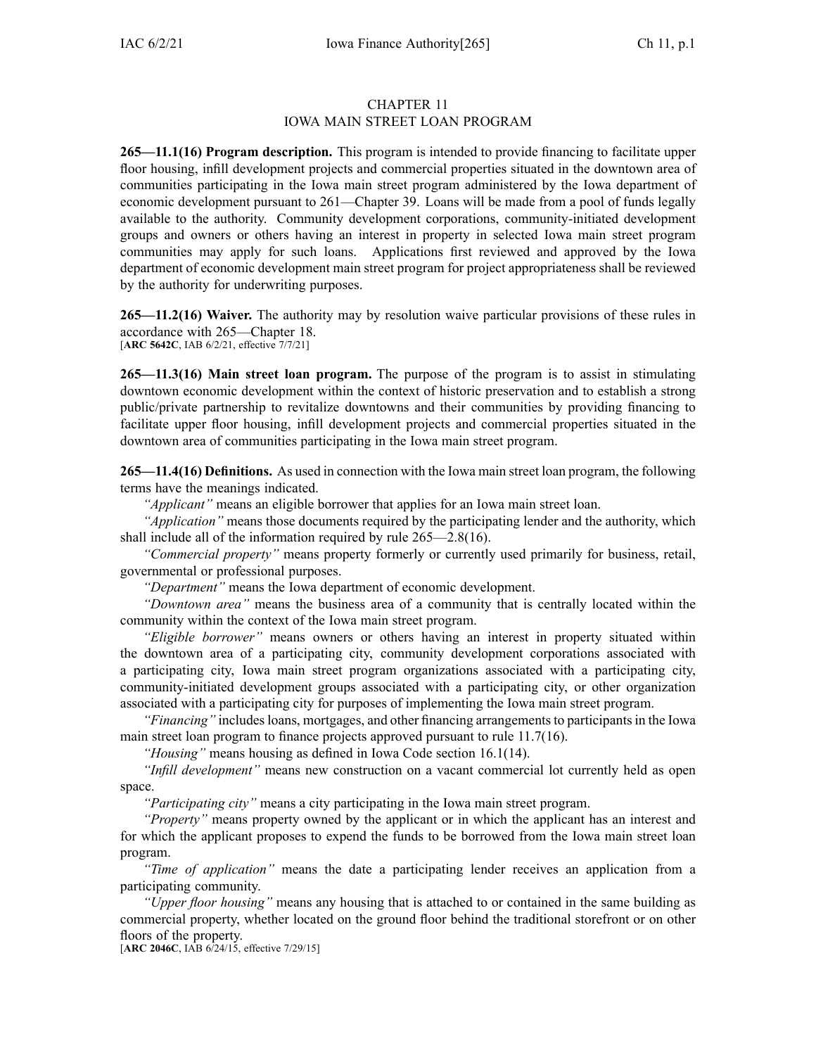# CHAPTER 11
## IOWA MAIN STREET LOAN PROGRAM

**265—11.1(16) Program description.** This program is intended to provide financing to facilitate upper floor housing, infill development projects and commercial properties situated in the downtown area of communities participating in the Iowa main street program administered by the Iowa department of economic development pursuant to 261—Chapter 39. Loans will be made from a pool of funds legally available to the authority. Community development corporations, community-initiated development groups and owners or others having an interest in property in selected Iowa main street program communities may apply for such loans. Applications first reviewed and approved by the Iowa department of economic development main street program for project appropriateness shall be reviewed by the authority for underwriting purposes.

**265—11.2(16) Waiver.** The authority may by resolution waive particular provisions of these rules in accordance with 265—Chapter 18.
[**ARC 5642C**, IAB 6/2/21, effective 7/7/21]

**265—11.3(16) Main street loan program.** The purpose of the program is to assist in stimulating downtown economic development within the context of historic preservation and to establish a strong public/private partnership to revitalize downtowns and their communities by providing financing to facilitate upper floor housing, infill development projects and commercial properties situated in the downtown area of communities participating in the Iowa main street program.

**265—11.4(16) Definitions.** As used in connection with the Iowa main street loan program, the following terms have the meanings indicated.

*"Applicant"* means an eligible borrower that applies for an Iowa main street loan.

*"Application"* means those documents required by the participating lender and the authority, which shall include all of the information required by rule 265—2.8(16).

*"Commercial property"* means property formerly or currently used primarily for business, retail, governmental or professional purposes.

*"Department"* means the Iowa department of economic development.

*"Downtown area"* means the business area of a community that is centrally located within the community within the context of the Iowa main street program.

*"Eligible borrower"* means owners or others having an interest in property situated within the downtown area of a participating city, community development corporations associated with a participating city, Iowa main street program organizations associated with a participating city, community-initiated development groups associated with a participating city, or other organization associated with a participating city for purposes of implementing the Iowa main street program.

*"Financing"* includes loans, mortgages, and other financing arrangements to participants in the Iowa main street loan program to finance projects approved pursuant to rule 11.7(16).

*"Housing"* means housing as defined in Iowa Code section 16.1(14).

*"Infill development"* means new construction on a vacant commercial lot currently held as open space.

*"Participating city"* means a city participating in the Iowa main street program.

*"Property"* means property owned by the applicant or in which the applicant has an interest and for which the applicant proposes to expend the funds to be borrowed from the Iowa main street loan program.

*"Time of application"* means the date a participating lender receives an application from a participating community.

*"Upper floor housing"* means any housing that is attached to or contained in the same building as commercial property, whether located on the ground floor behind the traditional storefront or on other floors of the property.
[**ARC 2046C**, IAB 6/24/15, effective 7/29/15]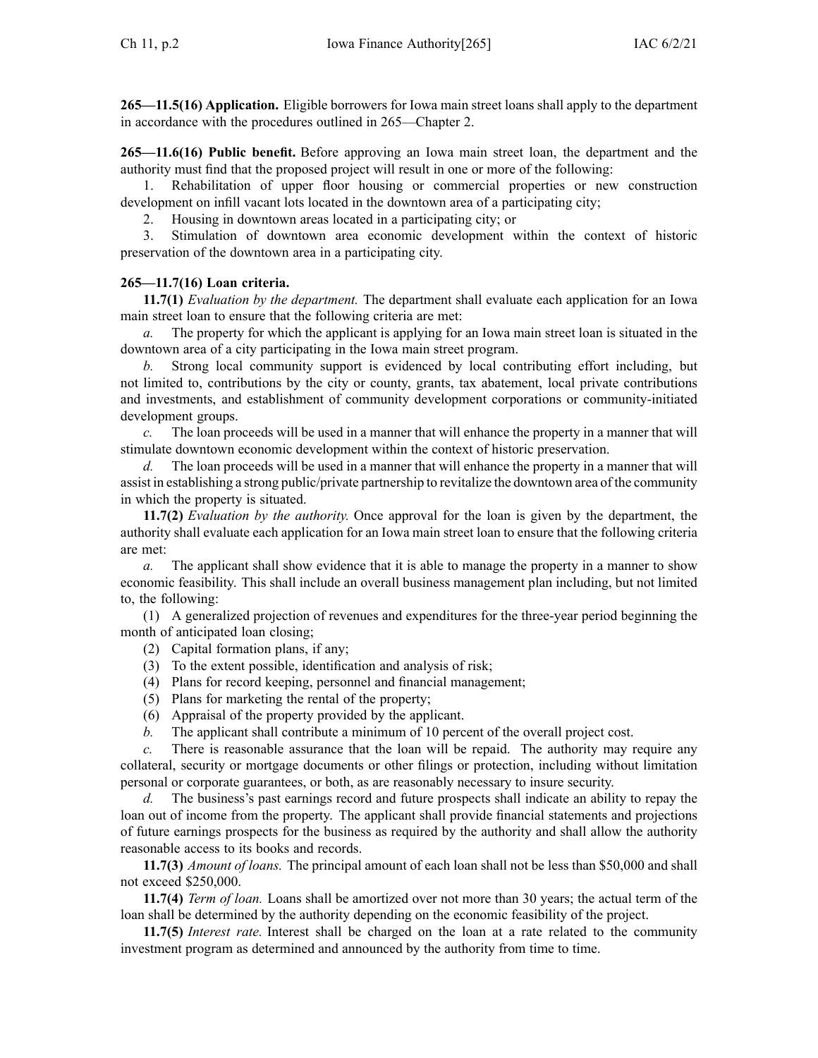**265—11.5(16) Application.** Eligible borrowers for Iowa main street loans shall apply to the department in accordance with the procedures outlined in 265—Chapter 2.

**265—11.6(16) Public benefit.** Before approving an Iowa main street loan, the department and the authority must find that the proposed project will result in one or more of the following:

1. Rehabilitation of upper floor housing or commercial properties or new construction development on infill vacant lots located in the downtown area of a participating city;
2. Housing in downtown areas located in a participating city; or
3. Stimulation of downtown area economic development within the context of historic preservation of the downtown area in a participating city.

**265—11.7(16) Loan criteria.**

**11.7(1)** *Evaluation by the department.* The department shall evaluate each application for an Iowa main street loan to ensure that the following criteria are met:

*a.* The property for which the applicant is applying for an Iowa main street loan is situated in the downtown area of a city participating in the Iowa main street program.

*b.* Strong local community support is evidenced by local contributing effort including, but not limited to, contributions by the city or county, grants, tax abatement, local private contributions and investments, and establishment of community development corporations or community-initiated development groups.

*c.* The loan proceeds will be used in a manner that will enhance the property in a manner that will stimulate downtown economic development within the context of historic preservation.

*d.* The loan proceeds will be used in a manner that will enhance the property in a manner that will assist in establishing a strong public/private partnership to revitalize the downtown area of the community in which the property is situated.

**11.7(2)** *Evaluation by the authority.* Once approval for the loan is given by the department, the authority shall evaluate each application for an Iowa main street loan to ensure that the following criteria are met:

*a.* The applicant shall show evidence that it is able to manage the property in a manner to show economic feasibility. This shall include an overall business management plan including, but not limited to, the following:

(1) A generalized projection of revenues and expenditures for the three-year period beginning the month of anticipated loan closing;

(2) Capital formation plans, if any;

(3) To the extent possible, identification and analysis of risk;

(4) Plans for record keeping, personnel and financial management;

(5) Plans for marketing the rental of the property;

(6) Appraisal of the property provided by the applicant.

*b.* The applicant shall contribute a minimum of 10 percent of the overall project cost.

*c.* There is reasonable assurance that the loan will be repaid. The authority may require any collateral, security or mortgage documents or other filings or protection, including without limitation personal or corporate guarantees, or both, as are reasonably necessary to insure security.

*d.* The business's past earnings record and future prospects shall indicate an ability to repay the loan out of income from the property. The applicant shall provide financial statements and projections of future earnings prospects for the business as required by the authority and shall allow the authority reasonable access to its books and records.

**11.7(3)** *Amount of loans.* The principal amount of each loan shall not be less than $50,000 and shall not exceed $250,000.

**11.7(4)** *Term of loan.* Loans shall be amortized over not more than 30 years; the actual term of the loan shall be determined by the authority depending on the economic feasibility of the project.

**11.7(5)** *Interest rate.* Interest shall be charged on the loan at a rate related to the community investment program as determined and announced by the authority from time to time.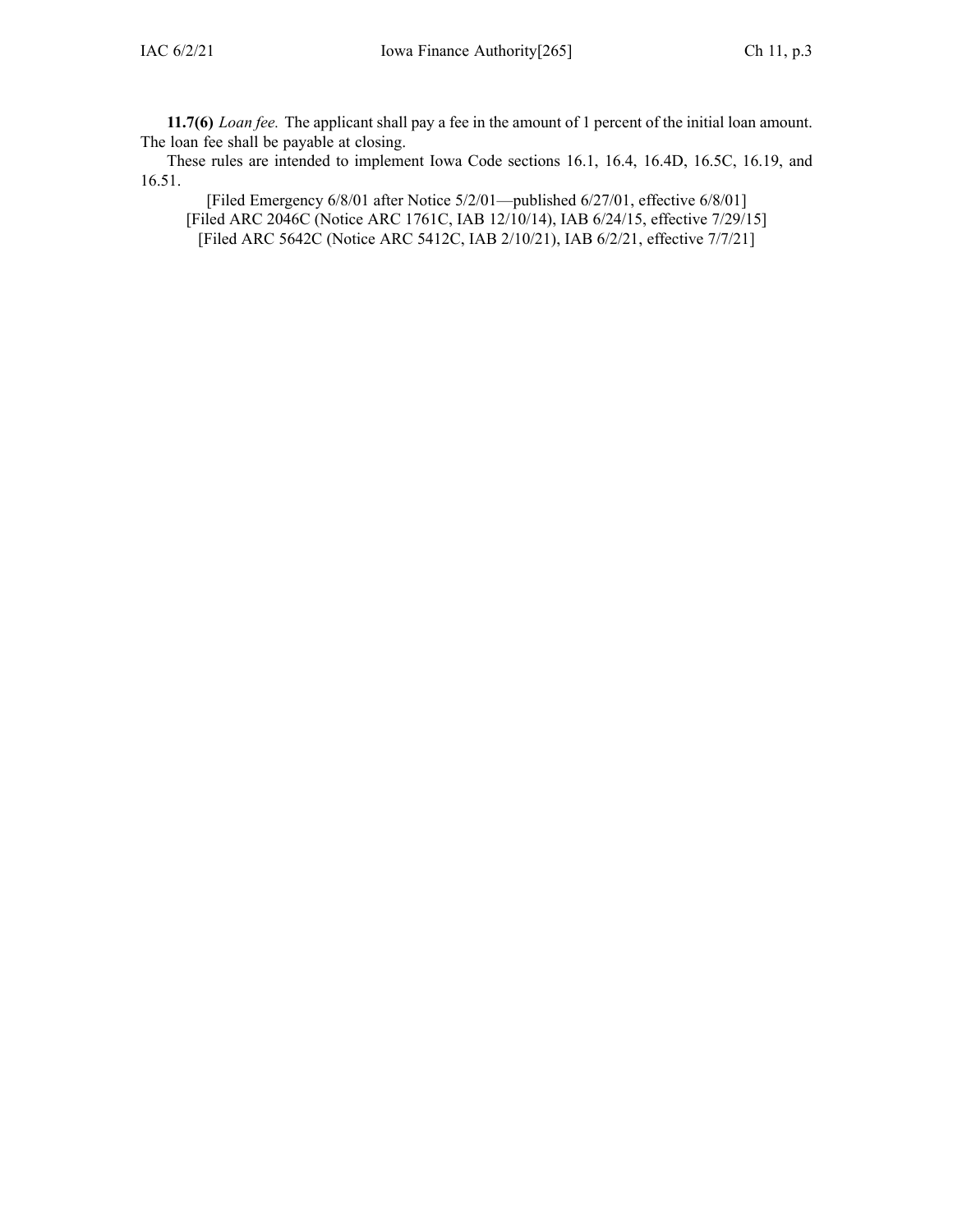**11.7(6)** *Loan fee.* The applicant shall pay a fee in the amount of 1 percent of the initial loan amount. The loan fee shall be payable at closing.

These rules are intended to implement Iowa Code sections 16.1, 16.4, 16.4D, 16.5C, 16.19, and 16.51.

[Filed Emergency 6/8/01 after Notice 5/2/01—published 6/27/01, effective 6/8/01]
[Filed ARC 2046C (Notice ARC 1761C, IAB 12/10/14), IAB 6/24/15, effective 7/29/15]
[Filed ARC 5642C (Notice ARC 5412C, IAB 2/10/21), IAB 6/2/21, effective 7/7/21]